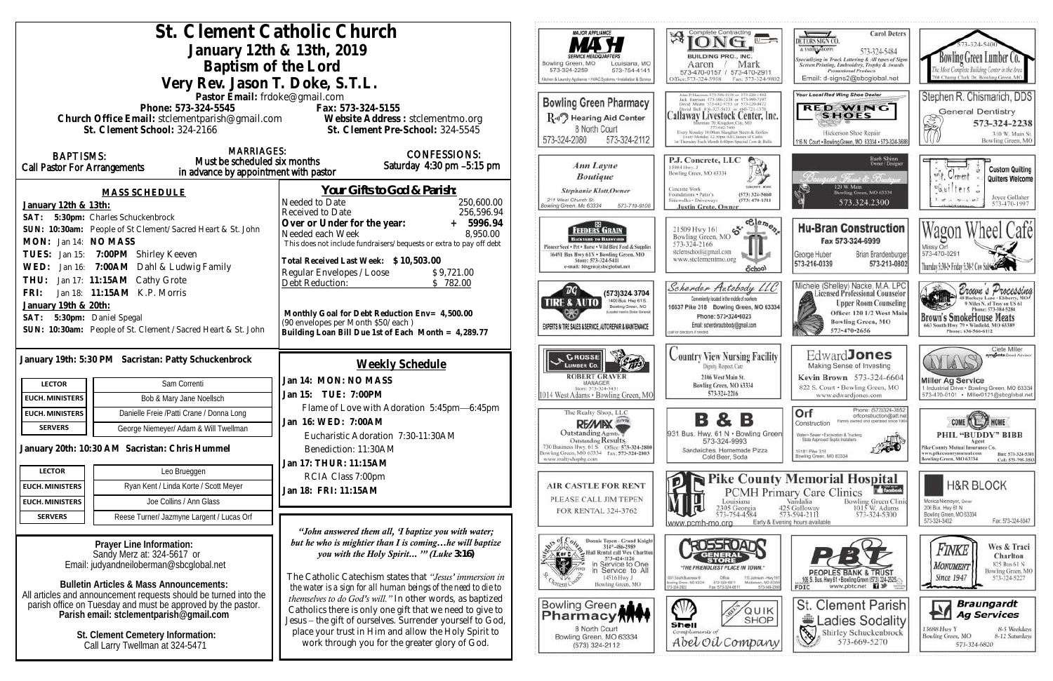# St. Clement Catholic Church

## January 12th & 13th, 2019

## Baptism of the Lord

## Very Rev. Jason T. Doke, S.T.L.

Pastor Email: frdoke@gmail.com

Phone: 573-324-5545 Fax: 573-324-5155

Church Office Email: stclementparish@gmail.com Website Address : stclementmo.org

St. Clement School: 324-2166 St. Clement Pre-School: 324-5545

**BAPTISMS:** Call Pastor For Arrangements

**MARRIAGES:** Must be scheduled six months in advance by appointment with pastor

**CONFESSIONS:** Saturday 4:30 pm –5:15 pm

### MASS SCHEDULE

**January 12th & 13th:**

**SAT: 5:30pm:** Charles Schuckenbrock
**SUN: 10:30am:** People of St Clement/ Sacred Heart & St. John
**MON:** Jan 14: **NO MASS**
**TUES:** Jan 15: **7:00PM** Shirley Keeven
**WED:** Jan 16: **7:00AM** Dahl & Ludwig Family
**THU:** Jan 17: **11:15AM** Cathy Grote
**FRI:** Jan 18: **11:15AM** K.P. Morris

**January 19th & 20th:**

**SAT: 5:30pm:** Daniel Spegal
**SUN: 10:30am:** People of St. Clement / Sacred Heart & St. John

### Your Gifts to God & Parish:

| | |
|---|---|
| Needed to Date | 250,600.00 |
| Received to Date | 256,596.94 |
| **Over or Under for the year:** | **+ 5996.94** |
| Needed each Week | 8,950.00 |

This does not include fundraisers/bequests or extra to pay off debt

**Total Received Last Week: $10,503.00**

| | |
|---|---|
| Regular Envelopes / Loose | $9,721.00 |
| Debt Reduction: | $ 782.00 |

**Monthly Goal for Debt Reduction Env= 4,500.00**
(90 envelopes per Month $50/each )
**Building Loan Bill Due 1st of Each Month = 4,289.77**

**January 19th: 5:30 PM Sacristan: Patty Schuckenbrock**

| | |
|---|---|
| LECTOR | Sam Correnti |
| EUCH. MINISTERS | Bob & Mary Jane Noellsch |
| EUCH. MINISTERS | Danielle Freie /Patti Crane / Donna Long |
| SERVERS | George Niemeyer/ Adam & Will Twellman |

**January 20th: 10:30 AM Sacristan: Chris Hummel**

| | |
|---|---|
| LECTOR | Leo Brueggen |
| EUCH. MINISTERS | Ryan Kent / Linda Korte / Scott Meyer |
| EUCH. MINISTERS | Joe Collins / Ann Glass |
| SERVERS | Reese Turner/ Jazmyne Largent / Lucas Orf |

### Weekly Schedule

**Jan 14: MON: NO MASS**

**Jan 15: TUE: 7:00PM**
Flame of Love with Adoration 5:45pm—6:45pm

**Jan 16: WED: 7:00AM**
Eucharistic Adoration 7:30-11:30AM
Benediction: 11:30AM

**Jan 17: THUR: 11:15AM**
RCIA Class 7:00pm

**Jan 18: FRI: 11:15AM**

*"John answered them all, 'I baptize you with water; but he who is mightier than I is coming…he will baptize you with the Holy Spirit… '" (Luke **3:16**)*

The Catholic Catechism states that *"Jesus' immersion in the water is a sign for all human beings of the need to die to themselves to do God's will."* In other words, as baptized Catholics there is only one gift that we need to give to Jesus – the gift of ourselves. Surrender yourself to God, place your trust in Him and allow the Holy Spirit to work through you for the greater glory of God.

**Prayer Line Information:**
Sandy Merz at: 324-5617 or
Email: judyandneiloberman@sbcglobal.net

**Bulletin Articles & Mass Announcements:**
All articles and announcement requests should be turned into the parish office on Tuesday and must be approved by the pastor.
**Parish email: stclementparish@gmail.com**

**St. Clement Cemetery Information:**
Call Larry Twellman at 324-5471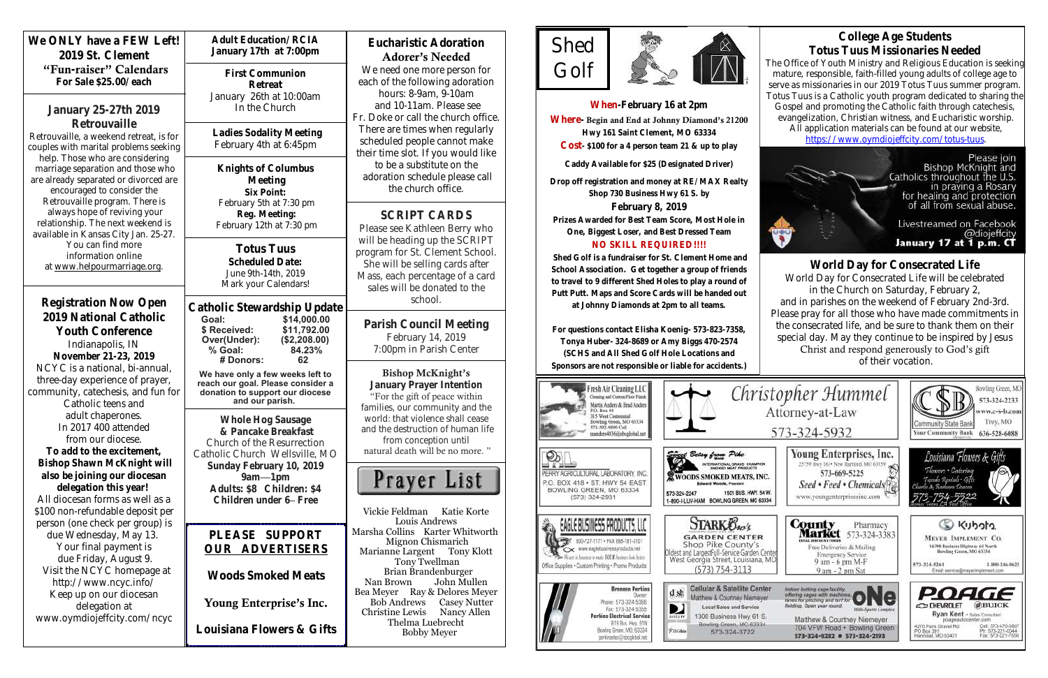## We ONLY have a FEW Left!

**2019 St. Clement "Fun-raiser" Calendars For Sale $25.00/each**

## January 25-27th 2019 Retrouvaille

Retrouvaille, a weekend retreat, is for couples with marital problems seeking help. Those who are considering marriage separation and those who are already separated or divorced are encouraged to consider the Retrouvaille program. There is always hope of reviving your relationship. The next weekend is available in Kansas City Jan. 25-27. You can find more information online at www.helpourmarriage.org.

## Registration Now Open 2019 National Catholic Youth Conference

Indianapolis, IN

**November 21-23, 2019**

NCYC is a national, bi-annual, three-day experience of prayer, community, catechesis, and fun for Catholic teens and adult chaperones. In 2017 400 attended from our diocese.

**To add to the excitement, Bishop Shawn McKnight will also be joining our diocesan delegation this year!**

All diocesan forms as well as a $100 non-refundable deposit per person (one check per group) is due Wednesday, May 13. Your final payment is due Friday, August 9. Visit the NCYC homepage at http://www.ncyc.info/ Keep up on our diocesan delegation at www.oymdiojeffcity.com/ncyc

**Adult Education/RCIA**
January 17th at 7:00pm

**First Communion Retreat**
January 26th at 10:00am
In the Church

**Ladies Sodality Meeting**
February 4th at 6:45pm

**Knights of Columbus Meeting**
**Six Point:**
February 5th at 7:30 pm
**Reg. Meeting:**
February 12th at 7:30 pm

**Totus Tuus**
**Scheduled Date:**
June 9th-14th, 2019
Mark your Calendars!

## Catholic Stewardship Update

| | |
|---|---|
| Goal: | $14,000.00 |
| $ Received: | $11,792.00 |
| Over(Under): | ($2,208.00) |
| % Goal: | 84.23% |
| # Donors: | 62 |

**We have only a few weeks left to reach our goal. Please consider a donation to support our diocese and our parish.**

**Whole Hog Sausage & Pancake Breakfast**
Church of the Resurrection
Catholic Church Wellsville, MO
**Sunday February 10, 2019**
**9am—1pm**
**Adults: $8 Children: $4**
**Children under 6– Free**

## PLEASE SUPPORT OUR ADVERTISERS

**Woods Smoked Meats**

**Young Enterprise's Inc.**

**Louisiana Flowers & Gifts**

## Eucharistic Adoration

**Adorer's Needed**

We need one more person for each of the following adoration hours: 8-9am, 9-10am and 10-11am. Please see Fr. Doke or call the church office. There are times when regularly scheduled people cannot make their time slot. If you would like to be a substitute on the adoration schedule please call the church office.

## SCRIPT CARDS

Please see Kathleen Berry who will be heading up the SCRIPT program for St. Clement School. She will be selling cards after Mass, each percentage of a card sales will be donated to the school.

**Parish Council Meeting**
February 14, 2019
7:00pm in Parish Center

**Bishop McKnight's January Prayer Intention**
"For the gift of peace within families, our community and the world: that violence shall cease and the destruction of human life from conception until natural death will be no more."

## Prayer List

Vickie Feldman
Katie Korte
Louis Andrews
Marsha Collins
Karter Whitworth
Mignon Chismarich
Marianne Largent
Tony Klott
Tony Twellman
Brian Brandenburger
Nan Brown
John Mullen
Bea Meyer
Ray & Delores Meyer
Bob Andrews
Casey Nutter
Christine Lewis
Nancy Allen
Thelma Luebrecht
Bobby Meyer

## Shed Golf

**When-February 16 at 2pm**

**Where- Begin and End at Johnny Diamond's 21200 Hwy 161 Saint Clement, MO 63334**

**Cost- $100 for a 4 person team 21 & up to play**

**Caddy Available for $25 (Designated Driver)**

**Drop off registration and money at RE/MAX Realty Shop 730 Business Hwy 61 S. by February 8, 2019**

**Prizes Awarded for Best Team Score, Most Hole in One, Biggest Loser, and Best Dressed Team**

**NO SKILL REQUIRED!!!!**

**Shed Golf is a fundraiser for St. Clement Home and School Association. Get together a group of friends to travel to 9 different Shed Holes to play a round of Putt Putt. Maps and Score Cards will be handed out at Johnny Diamonds at 2pm to all teams.**

**For questions contact Elisha Koenig- 573-823-7358, Tonya Huber- 324-8689 or Amy Biggs 470-2574 (SCHS and All Shed Golf Hole Locations and Sponsors are not responsible or liable for accidents.)**

## College Age Students Totus Tuus Missionaries Needed

The Office of Youth Ministry and Religious Education is seeking mature, responsible, faith-filled young adults of college age to serve as missionaries in our 2019 Totus Tuus summer program. Totus Tuus is a Catholic youth program dedicated to sharing the Gospel and promoting the Catholic faith through catechesis, evangelization, Christian witness, and Eucharistic worship. All application materials can be found at our website, https://www.oymdiojeffcity.com/totus-tuus.

Please join Bishop McKnight and Catholics throughout the U.S. in praying a Rosary for healing and protection of all from sexual abuse.

Livestreamed on Facebook @diojeffcity
**January 17 at 1 p.m. CT**

## World Day for Consecrated Life

World Day for Consecrated Life will be celebrated in the Church on Saturday, February 2, and in parishes on the weekend of February 2nd-3rd. Please pray for all those who have made commitments in the consecrated life, and be sure to thank them on their special day. May they continue to be inspired by Jesus Christ and respond generously to God's gift of their vocation.

Fresh Air Cleaning LLC — Cleaning and Custom Floor Finish — Martin Anders & Brad Anders — P.O. Box 44, 315 West Centennial, Bowling Green, MO 63334 — 573-592-8896 Cell — manders4436@sbcglobal.net

Christopher Hummel — Attorney-at-Law — 573-324-5932

Community State Bank — Your Community Bank — Bowling Green, MO 573-324-2233 — www.c-s-b.com — Troy, MO 636-528-6088

Perry Agricultural Laboratory, Inc. — P.O. Box 418 • St. Hwy 54 East — Bowling Green, MO 63334 — (573) 324-2931

Sweet Betsy from Pike — International Grand Champion Smoked Meat Products — Woods Smoked Meats, Inc. — Edward Woods, President — 573-324-2247 — 1501 Bus. Hwy. 54 W. — 1-800-I-LUV-HAM — Bowling Green, MO 63334

Young Enterprises, Inc. — 25759 Hwy 161 • New Hartford, MO 63359 — 573-669-5225 — Seed • Feed • Chemicals — www.youngenterprisesinc.com

Louisiana Flowers & Gifts — Flowers • Catering — Tuxedo Rentals • Gifts — 573-754-5522 — Across from LA Post Office

Eagle Business Products, LLC — 800-727-1171 • Fax 888-181-3101 — www.eaglebusinessproducts.com — Office Supplies • Custom Printing • Promo Products

Stark Bro's Garden Center — Shop Pike County's Oldest and Largest Full-Service Garden Center — West Georgia Street, Louisiana, MO — (573) 754-3113

County Market — Total Discount Foods — Pharmacy 573-324-3383 — Free Deliveries & Mailing — Emergency Service — 9 am - 6 pm M-F — 9 am - 2 pm Sat

Kubota — Meyer Implement Co. — 16398 Business Highway 61 North, Bowling Green, MO 63334 — 573-324-5261 — 1-800-246-0623 — Email: service@meyerimplement.com

Brennen Perkins, Owner — Phone: 573-324-5366 — Fax: 573-324-5355 — Perkins Electrical Service — 819 Bus. Hwy. 61N, Bowling Green, MO 63334 — perkinselec@sbcglobal.net

Cellular & Satellite Center — Matthew & Courtney Niemeyer — Local Sales and Service — 1300 Business Hwy 61 S. — Bowling Green, MO 63334 — 573-324-3722

Indoor batting cage facility, offering cages with machines, lanes for pitching and turf for fielding. Open year round. — ONE Multi-Sports Complex — Matthew & Courtney Niemeyer — 704 VFW Road • Bowling Green — 573-324-8282 • 573-324-2193

Poage Chevrolet Buick — Ryan Kent - Sales Consultant — poageautocenter.com — 4270 Paris Gravel Rd., PO Box 351, Hannibal, MO 63401 — Cell: 573-470-0807 — Ph: 573-221-0044 — Fax: 573-221-7559